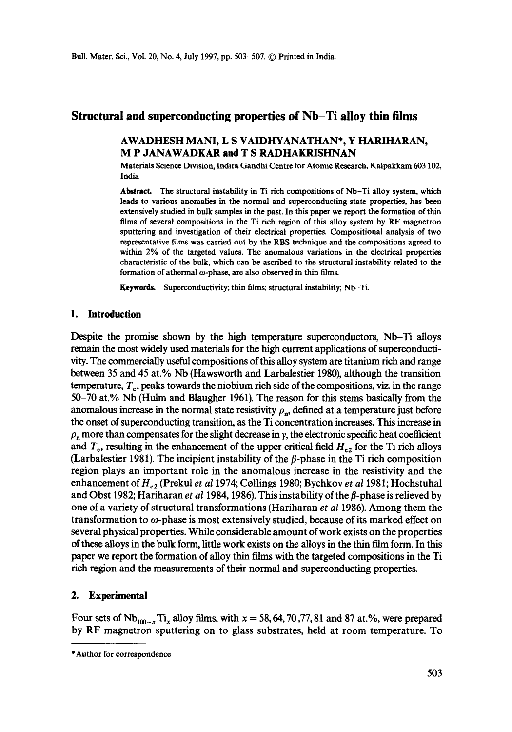# Structural and superconducting properties of Nb–Ti alloy thin films

**AWADHESH MANI, L S VAIDHYANATHAN*, Y HARIHARAN, M P JANAWADKAR and T S RADHAKRISHNAN**

Materials Science Division, Indira Gandhi Centre for Atomic Research, Kalpakkam 603 102, India

**Abstract.** The structural instability in Ti rich compositions of Nb–Ti alloy system, which leads to various anomalies in the normal and superconducting state properties, has been extensively studied in bulk samples in the past. In this paper we report the formation of thin films of several compositions in the Ti rich region of this alloy system by RF magnetron sputtering and investigation of their electrical properties. Compositional analysis of two representative films was carried out by the RBS technique and the compositions agreed to within 2% of the targeted values. The anomalous variations in the electrical properties characteristic of the bulk, which can be ascribed to the structural instability related to the formation of athermal $\omega$-phase, are also observed in thin films.

**Keywords.** Superconductivity; thin films; structural instability; Nb–Ti.

## 1. Introduction

Despite the promise shown by the high temperature superconductors, Nb–Ti alloys remain the most widely used materials for the high current applications of superconductivity. The commercially useful compositions of this alloy system are titanium rich and range between 35 and 45 at.% Nb (Hawsworth and Larbalestier 1980), although the transition temperature, $T_c$, peaks towards the niobium rich side of the compositions, viz. in the range 50–70 at.% Nb (Hulm and Blaugher 1961). The reason for this stems basically from the anomalous increase in the normal state resistivity $\rho_n$, defined at a temperature just before the onset of superconducting transition, as the Ti concentration increases. This increase in $\rho_n$ more than compensates for the slight decrease in $\gamma$, the electronic specific heat coefficient and $T_c$, resulting in the enhancement of the upper critical field $H_{c2}$ for the Ti rich alloys (Larbalestier 1981). The incipient instability of the $\beta$-phase in the Ti rich composition region plays an important role in the anomalous increase in the resistivity and the enhancement of $H_{c2}$ (Prekul *et al* 1974; Collings 1980; Bychkov *et al* 1981; Hochstuhal and Obst 1982; Hariharan *et al* 1984, 1986). This instability of the $\beta$-phase is relieved by one of a variety of structural transformations (Hariharan *et al* 1986). Among them the transformation to $\omega$-phase is most extensively studied, because of its marked effect on several physical properties. While considerable amount of work exists on the properties of these alloys in the bulk form, little work exists on the alloys in the thin film form. In this paper we report the formation of alloy thin films with the targeted compositions in the Ti rich region and the measurements of their normal and superconducting properties.

## 2. Experimental

Four sets of $Nb_{100-x}Ti_x$ alloy films, with $x = 58, 64, 70, 77, 81$ and 87 at.%, were prepared by RF magnetron sputtering on to glass substrates, held at room temperature. To

*Author for correspondence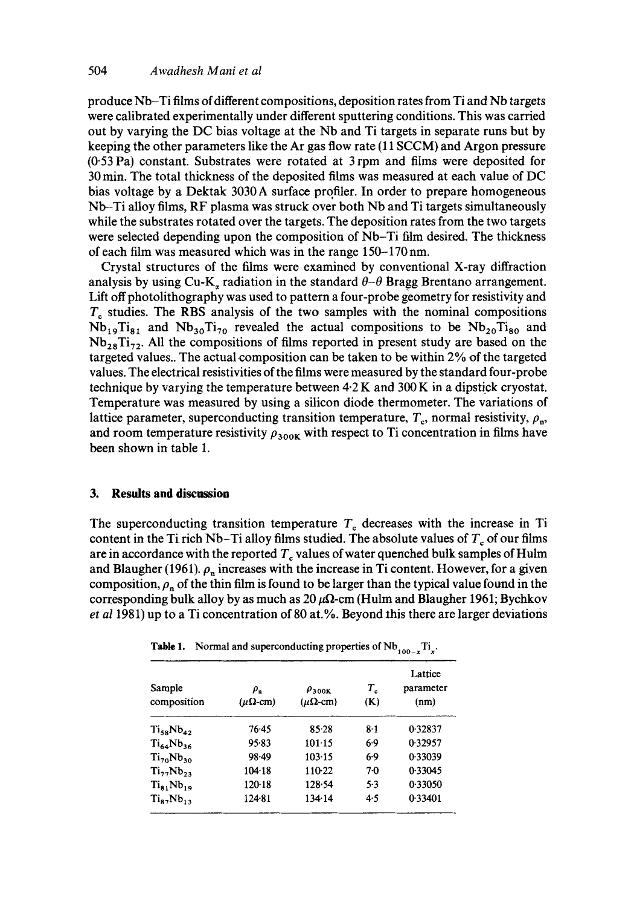produce Nb–Ti films of different compositions, deposition rates from Ti and Nb targets were calibrated experimentally under different sputtering conditions. This was carried out by varying the DC bias voltage at the Nb and Ti targets in separate runs but by keeping the other parameters like the Ar gas flow rate (11 SCCM) and Argon pressure (0·53 Pa) constant. Substrates were rotated at 3 rpm and films were deposited for 30 min. The total thickness of the deposited films was measured at each value of DC bias voltage by a Dektak 3030 A surface profiler. In order to prepare homogeneous Nb–Ti alloy films, RF plasma was struck over both Nb and Ti targets simultaneously while the substrates rotated over the targets. The deposition rates from the two targets were selected depending upon the composition of Nb–Ti film desired. The thickness of each film was measured which was in the range 150–170 nm.

Crystal structures of the films were examined by conventional X-ray diffraction analysis by using Cu-$K_\alpha$ radiation in the standard $\theta$–$\theta$ Bragg Brentano arrangement. Lift off photolithography was used to pattern a four-probe geometry for resistivity and $T_c$ studies. The RBS analysis of the two samples with the nominal compositions $Nb_{19}Ti_{81}$ and $Nb_{30}Ti_{70}$ revealed the actual compositions to be $Nb_{20}Ti_{80}$ and $Nb_{28}Ti_{72}$. All the compositions of films reported in present study are based on the targeted values.. The actual composition can be taken to be within 2% of the targeted values. The electrical resistivities of the films were measured by the standard four-probe technique by varying the temperature between 4·2 K and 300 K in a dipstick cryostat. Temperature was measured by using a silicon diode thermometer. The variations of lattice parameter, superconducting transition temperature, $T_c$, normal resistivity, $\rho_n$, and room temperature resistivity $\rho_{300K}$ with respect to Ti concentration in films have been shown in table 1.

## 3. Results and discussion

The superconducting transition temperature $T_c$ decreases with the increase in Ti content in the Ti rich Nb–Ti alloy films studied. The absolute values of $T_c$ of our films are in accordance with the reported $T_c$ values of water quenched bulk samples of Hulm and Blaugher (1961). $\rho_n$ increases with the increase in Ti content. However, for a given composition, $\rho_n$ of the thin film is found to be larger than the typical value found in the corresponding bulk alloy by as much as 20 $\mu\Omega$-cm (Hulm and Blaugher 1961; Bychkov *et al* 1981) up to a Ti concentration of 80 at.%. Beyond this there are larger deviations

**Table 1.** Normal and superconducting properties of $Nb_{100-x}Ti_x$.

| Sample composition | $\rho_n$ ($\mu\Omega$-cm) | $\rho_{300K}$ ($\mu\Omega$-cm) | $T_c$ (K) | Lattice parameter (nm) |
|---|---|---|---|---|
| $Ti_{58}Nb_{42}$ | 76·45 | 85·28 | 8·1 | 0·32837 |
| $Ti_{64}Nb_{36}$ | 95·83 | 101·15 | 6·9 | 0·32957 |
| $Ti_{70}Nb_{30}$ | 98·49 | 103·15 | 6·9 | 0·33039 |
| $Ti_{77}Nb_{23}$ | 104·18 | 110·22 | 7·0 | 0·33045 |
| $Ti_{81}Nb_{19}$ | 120·18 | 128·54 | 5·3 | 0·33050 |
| $Ti_{87}Nb_{13}$ | 124·81 | 134·14 | 4·5 | 0·33401 |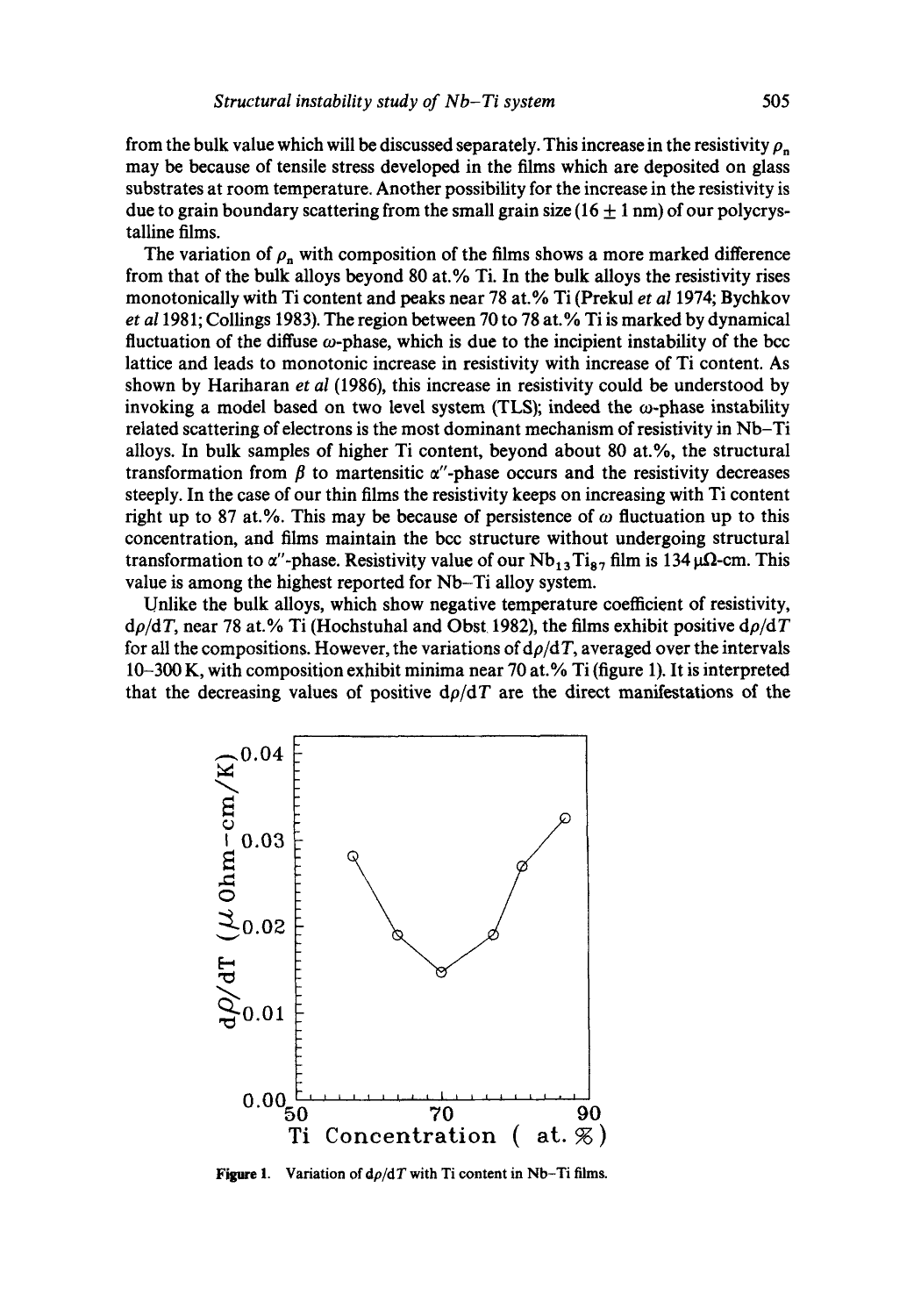from the bulk value which will be discussed separately. This increase in the resistivity $\rho_n$ may be because of tensile stress developed in the films which are deposited on glass substrates at room temperature. Another possibility for the increase in the resistivity is due to grain boundary scattering from the small grain size ($16 \pm 1$ nm) of our polycrystalline films.

The variation of $\rho_n$ with composition of the films shows a more marked difference from that of the bulk alloys beyond 80 at.% Ti. In the bulk alloys the resistivity rises monotonically with Ti content and peaks near 78 at.% Ti (Prekul *et al* 1974; Bychkov *et al* 1981; Collings 1983). The region between 70 to 78 at.% Ti is marked by dynamical fluctuation of the diffuse $\omega$-phase, which is due to the incipient instability of the bcc lattice and leads to monotonic increase in resistivity with increase of Ti content. As shown by Hariharan *et al* (1986), this increase in resistivity could be understood by invoking a model based on two level system (TLS); indeed the $\omega$-phase instability related scattering of electrons is the most dominant mechanism of resistivity in Nb–Ti alloys. In bulk samples of higher Ti content, beyond about 80 at.%, the structural transformation from $\beta$ to martensitic $\alpha''$-phase occurs and the resistivity decreases steeply. In the case of our thin films the resistivity keeps on increasing with Ti content right up to 87 at.%. This may be because of persistence of $\omega$ fluctuation up to this concentration, and films maintain the bcc structure without undergoing structural transformation to $\alpha''$-phase. Resistivity value of our $Nb_{13}Ti_{87}$ film is 134 $\mu\Omega$-cm. This value is among the highest reported for Nb–Ti alloy system.

Unlike the bulk alloys, which show negative temperature coefficient of resistivity, $d\rho/dT$, near 78 at.% Ti (Hochstuhal and Obst 1982), the films exhibit positive $d\rho/dT$ for all the compositions. However, the variations of $d\rho/dT$, averaged over the intervals 10–300 K, with composition exhibit minima near 70 at.% Ti (figure 1). It is interpreted that the decreasing values of positive $d\rho/dT$ are the direct manifestations of the

**Figure 1.** Variation of $d\rho/dT$ with Ti content in Nb–Ti films.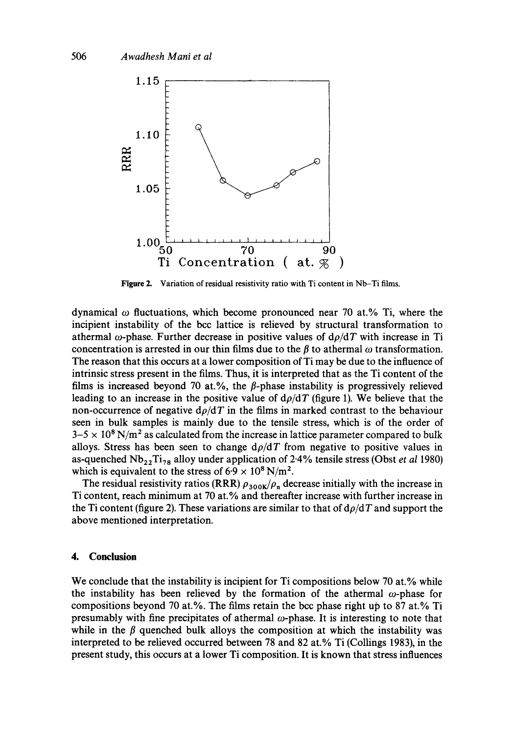Figure 2. Variation of residual resistivity ratio with Ti content in Nb–Ti films.

dynamical $\omega$ fluctuations, which become pronounced near 70 at.% Ti, where the incipient instability of the bcc lattice is relieved by structural transformation to athermal $\omega$-phase. Further decrease in positive values of $d\rho/dT$ with increase in Ti concentration is arrested in our thin films due to the $\beta$ to athermal $\omega$ transformation. The reason that this occurs at a lower composition of Ti may be due to the influence of intrinsic stress present in the films. Thus, it is interpreted that as the Ti content of the films is increased beyond 70 at.%, the $\beta$-phase instability is progressively relieved leading to an increase in the positive value of $d\rho/dT$ (figure 1). We believe that the non-occurrence of negative $d\rho/dT$ in the films in marked contrast to the behaviour seen in bulk samples is mainly due to the tensile stress, which is of the order of $3\text{–}5 \times 10^8\ \mathrm{N/m^2}$ as calculated from the increase in lattice parameter compared to bulk alloys. Stress has been seen to change $d\rho/dT$ from negative to positive values in as-quenched $Nb_{22}Ti_{78}$ alloy under application of 2·4% tensile stress (Obst *et al* 1980) which is equivalent to the stress of $6{\cdot}9 \times 10^8\ \mathrm{N/m^2}$.

The residual resistivity ratios (RRR) $\rho_{300\mathrm{K}}/\rho_n$ decrease initially with the increase in Ti content, reach minimum at 70 at.% and thereafter increase with further increase in the Ti content (figure 2). These variations are similar to that of $d\rho/dT$ and support the above mentioned interpretation.

## 4. Conclusion

We conclude that the instability is incipient for Ti compositions below 70 at.% while the instability has been relieved by the formation of the athermal $\omega$-phase for compositions beyond 70 at.%. The films retain the bcc phase right up to 87 at.% Ti presumably with fine precipitates of athermal $\omega$-phase. It is interesting to note that while in the $\beta$ quenched bulk alloys the composition at which the instability was interpreted to be relieved occurred between 78 and 82 at.% Ti (Collings 1983), in the present study, this occurs at a lower Ti composition. It is known that stress influences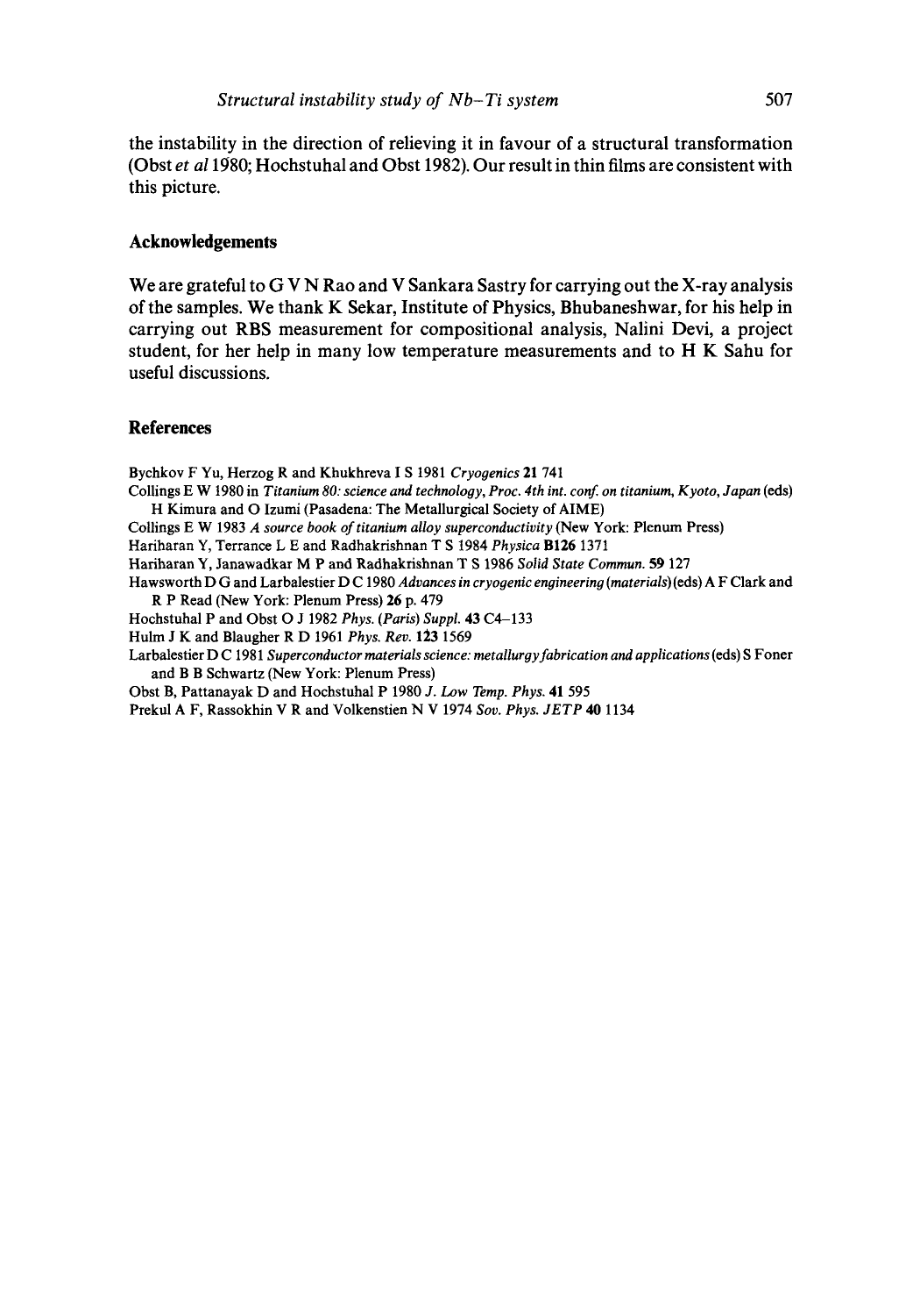the instability in the direction of relieving it in favour of a structural transformation (Obst *et al* 1980; Hochstuhal and Obst 1982). Our result in thin films are consistent with this picture.

## Acknowledgements

We are grateful to G V N Rao and V Sankara Sastry for carrying out the X-ray analysis of the samples. We thank K Sekar, Institute of Physics, Bhubaneshwar, for his help in carrying out RBS measurement for compositional analysis, Nalini Devi, a project student, for her help in many low temperature measurements and to H K Sahu for useful discussions.

## References

Bychkov F Yu, Herzog R and Khukhreva I S 1981 *Cryogenics* **21** 741

Collings E W 1980 in *Titanium 80: science and technology, Proc. 4th int. conf. on titanium, Kyoto, Japan* (eds) H Kimura and O Izumi (Pasadena: The Metallurgical Society of AIME)

Collings E W 1983 *A source book of titanium alloy superconductivity* (New York: Plenum Press)

Hariharan Y, Terrance L E and Radhakrishnan T S 1984 *Physica* **B126** 1371

Hariharan Y, Janawadkar M P and Radhakrishnan T S 1986 *Solid State Commun.* **59** 127

Hawsworth D G and Larbalestier D C 1980 *Advances in cryogenic engineering (materials)* (eds) A F Clark and R P Read (New York: Plenum Press) **26** p. 479

Hochstuhal P and Obst O J 1982 *Phys. (Paris) Suppl.* **43** C4–133

Hulm J K and Blaugher R D 1961 *Phys. Rev.* **123** 1569

Larbalestier D C 1981 *Superconductor materials science: metallurgy fabrication and applications* (eds) S Foner and B B Schwartz (New York: Plenum Press)

Obst B, Pattanayak D and Hochstuhal P 1980 *J. Low Temp. Phys.* **41** 595

Prekul A F, Rassokhin V R and Volkenstien N V 1974 *Sov. Phys. JETP* **40** 1134